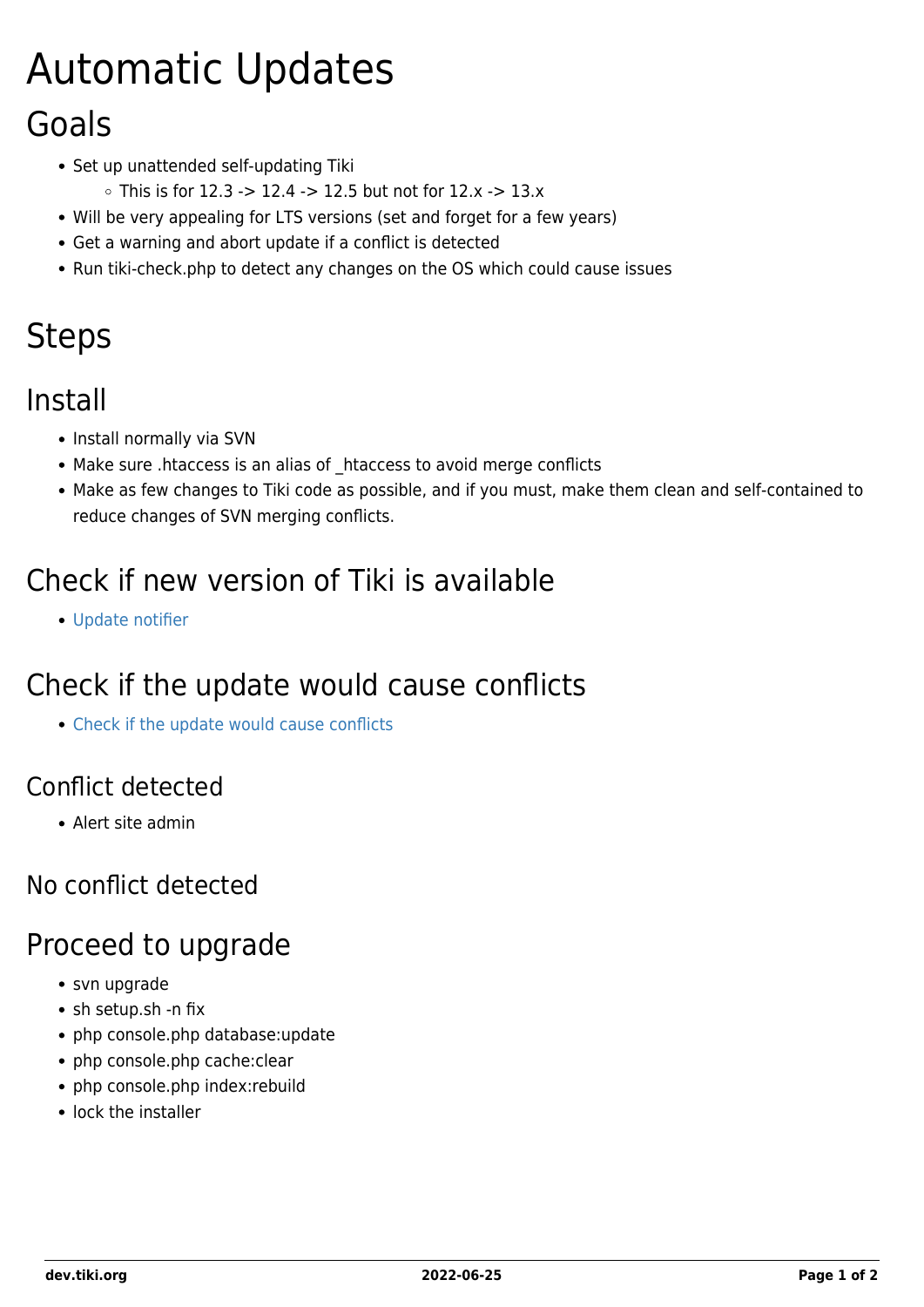# Automatic Updates

## Goals

- Set up unattended self-updating Tiki
  - This is for 12.3 -> 12.4 -> 12.5 but not for 12.x -> 13.x
- Will be very appealing for LTS versions (set and forget for a few years)
- Get a warning and abort update if a conflict is detected
- Run tiki-check.php to detect any changes on the OS which could cause issues

## Steps

### Install

- Install normally via SVN
- Make sure .htaccess is an alias of _htaccess to avoid merge conflicts
- Make as few changes to Tiki code as possible, and if you must, make them clean and self-contained to reduce changes of SVN merging conflicts.

### Check if new version of Tiki is available

- Update notifier

### Check if the update would cause conflicts

- Check if the update would cause conflicts

#### Conflict detected

- Alert site admin

#### No conflict detected

### Proceed to upgrade

- svn upgrade
- sh setup.sh -n fix
- php console.php database:update
- php console.php cache:clear
- php console.php index:rebuild
- lock the installer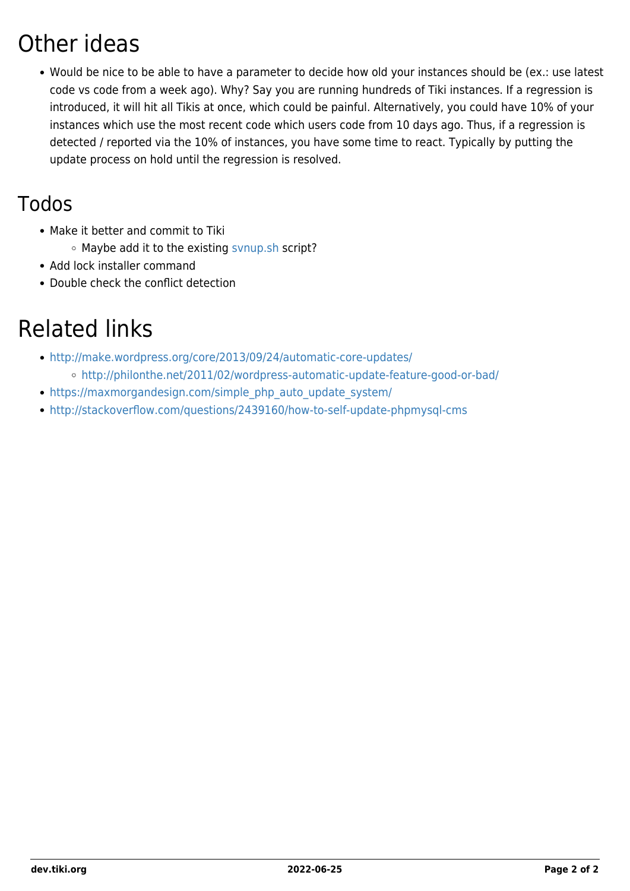# Other ideas

- Would be nice to be able to have a parameter to decide how old your instances should be (ex.: use latest code vs code from a week ago). Why? Say you are running hundreds of Tiki instances. If a regression is introduced, it will hit all Tikis at once, which could be painful. Alternatively, you could have 10% of your instances which use the most recent code which users code from 10 days ago. Thus, if a regression is detected / reported via the 10% of instances, you have some time to react. Typically by putting the update process on hold until the regression is resolved.

## Todos

- Make it better and commit to Tiki
  - Maybe add it to the existing svnup.sh script?
- Add lock installer command
- Double check the conflict detection

# Related links

- http://make.wordpress.org/core/2013/09/24/automatic-core-updates/
  - http://philonthe.net/2011/02/wordpress-automatic-update-feature-good-or-bad/
- https://maxmorgandesign.com/simple_php_auto_update_system/
- http://stackoverflow.com/questions/2439160/how-to-self-update-phpmysql-cms